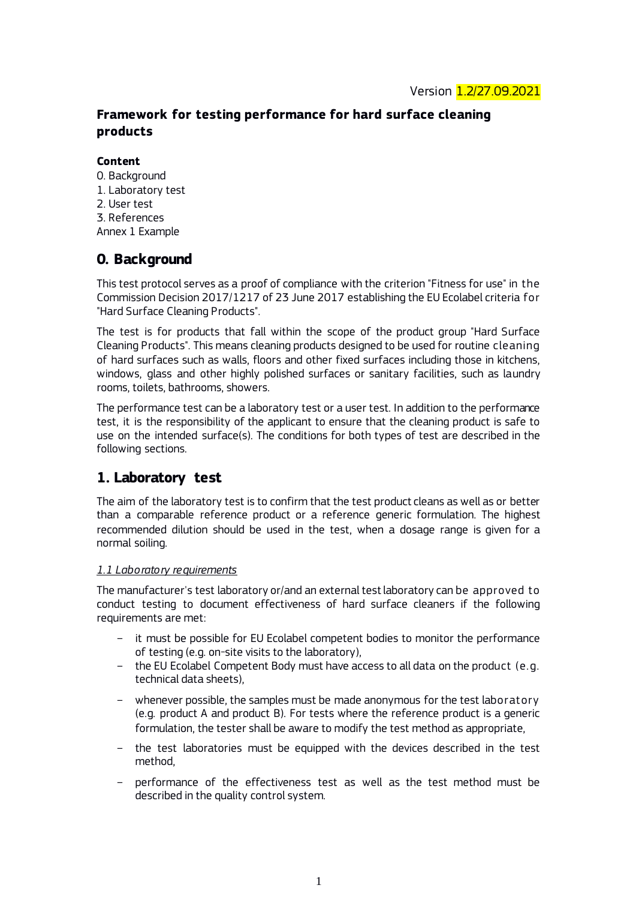Version 1.2/27.09.2021

# Framework for testing performance for hard surface cleaning products

**Content**

0. Background
1. Laboratory test
2. User test
3. References

Annex 1 Example

## 0. Background

This test protocol serves as a proof of compliance with the criterion "Fitness for use" in the Commission Decision 2017/1217 of 23 June 2017 establishing the EU Ecolabel criteria for "Hard Surface Cleaning Products".

The test is for products that fall within the scope of the product group "Hard Surface Cleaning Products". This means cleaning products designed to be used for routine cleaning of hard surfaces such as walls, floors and other fixed surfaces including those in kitchens, windows, glass and other highly polished surfaces or sanitary facilities, such as laundry rooms, toilets, bathrooms, showers.

The performance test can be a laboratory test or a user test. In addition to the performance test, it is the responsibility of the applicant to ensure that the cleaning product is safe to use on the intended surface(s). The conditions for both types of test are described in the following sections.

## 1. Laboratory test

The aim of the laboratory test is to confirm that the test product cleans as well as or better than a comparable reference product or a reference generic formulation. The highest recommended dilution should be used in the test, when a dosage range is given for a normal soiling.

### *1.1 Laboratory requirements*

The manufacturer's test laboratory or/and an external test laboratory can be approved to conduct testing to document effectiveness of hard surface cleaners if the following requirements are met:

- it must be possible for EU Ecolabel competent bodies to monitor the performance of testing (e.g. on-site visits to the laboratory),
- the EU Ecolabel Competent Body must have access to all data on the product (e.g. technical data sheets),
- whenever possible, the samples must be made anonymous for the test laboratory (e.g. product A and product B). For tests where the reference product is a generic formulation, the tester shall be aware to modify the test method as appropriate,
- the test laboratories must be equipped with the devices described in the test method,
- performance of the effectiveness test as well as the test method must be described in the quality control system.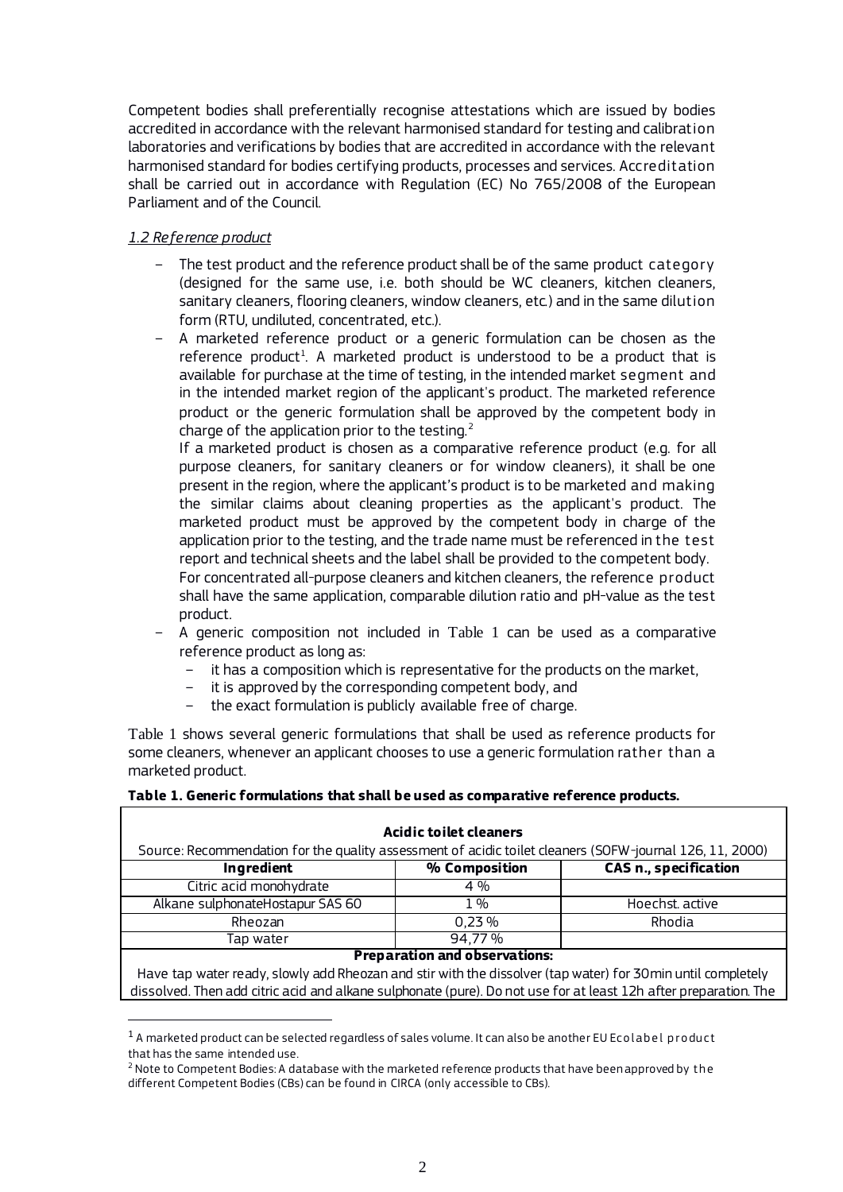Competent bodies shall preferentially recognise attestations which are issued by bodies accredited in accordance with the relevant harmonised standard for testing and calibration laboratories and verifications by bodies that are accredited in accordance with the relevant harmonised standard for bodies certifying products, processes and services. Accreditation shall be carried out in accordance with Regulation (EC) No 765/2008 of the European Parliament and of the Council.

*1.2 Reference product*

- The test product and the reference product shall be of the same product category (designed for the same use, i.e. both should be WC cleaners, kitchen cleaners, sanitary cleaners, flooring cleaners, window cleaners, etc.) and in the same dilution form (RTU, undiluted, concentrated, etc.).
- A marketed reference product or a generic formulation can be chosen as the reference product[1]. A marketed product is understood to be a product that is available for purchase at the time of testing, in the intended market segment and in the intended market region of the applicant's product. The marketed reference product or the generic formulation shall be approved by the competent body in charge of the application prior to the testing.[2]

  If a marketed product is chosen as a comparative reference product (e.g. for all purpose cleaners, for sanitary cleaners or for window cleaners), it shall be one present in the region, where the applicant's product is to be marketed and making the similar claims about cleaning properties as the applicant's product. The marketed product must be approved by the competent body in charge of the application prior to the testing, and the trade name must be referenced in the test report and technical sheets and the label shall be provided to the competent body.

  For concentrated all-purpose cleaners and kitchen cleaners, the reference product shall have the same application, comparable dilution ratio and pH-value as the test product.
- A generic composition not included in Table 1 can be used as a comparative reference product as long as:
  - it has a composition which is representative for the products on the market,
  - it is approved by the corresponding competent body, and
  - the exact formulation is publicly available free of charge.

Table 1 shows several generic formulations that shall be used as reference products for some cleaners, whenever an applicant chooses to use a generic formulation rather than a marketed product.

**Table 1. Generic formulations that shall be used as comparative reference products.**

| **Acidic toilet cleaners** Source: Recommendation for the quality assessment of acidic toilet cleaners (SOFW-journal 126, 11, 2000) | | |
|---|---|---|
| **Ingredient** | **% Composition** | **CAS n., specification** |
| Citric acid monohydrate | 4 % | |
| Alkane sulphonateHostapur SAS 60 | 1 % | Hoechst. active |
| Rheozan | 0,23 % | Rhodia |
| Tap water | 94,77 % | |
| **Preparation and observations:** Have tap water ready, slowly add Rheozan and stir with the dissolver (tap water) for 30min until completely dissolved. Then add citric acid and alkane sulphonate (pure). Do not use for at least 12h after preparation. The | | |

[1] A marketed product can be selected regardless of sales volume. It can also be another EU Ecolabel product that has the same intended use.

[2] Note to Competent Bodies: A database with the marketed reference products that have been approved by the different Competent Bodies (CBs) can be found in CIRCA (only accessible to CBs).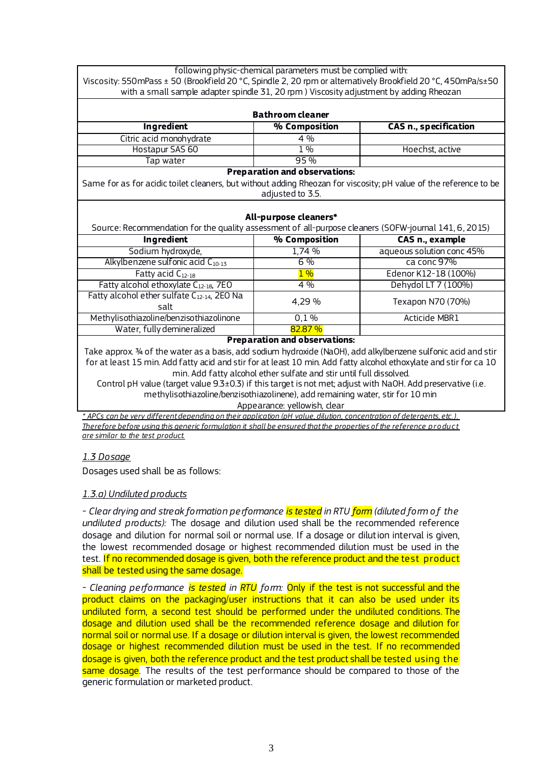following physic-chemical parameters must be complied with:
Viscosity: 550mPass ± 50 (Brookfield 20 °C, Spindle 2, 20 rpm or alternatively Brookfield 20 °C, 450mPa/s±50 with a small sample adapter spindle 31, 20 rpm ) Viscosity adjustment by adding Rheozan

**Bathroom cleaner**

| Ingredient | % Composition | CAS n., specification |
|---|---|---|
| Citric acid monohydrate | 4 % | |
| Hostapur SAS 60 | 1 % | Hoechst, active |
| Tap water | 95 % | |

**Preparation and observations:**

Same for as for acidic toilet cleaners, but without adding Rheozan for viscosity; pH value of the reference to be adjusted to 3.5.

**All-purpose cleaners***

Source: Recommendation for the quality assessment of all-purpose cleaners (SOFW-journal 141, 6, 2015)

| Ingredient | % Composition | CAS n., example |
|---|---|---|
| Sodium hydroxyde, | 1,74 % | aqueous solution conc 45% |
| Alkylbenzene sulfonic acid $C_{10-13}$ | 6 % | ca conc 97% |
| Fatty acid $C_{12-18}$ | 1 % | Edenor K12-18 (100%) |
| Fatty alcohol ethoxylate $C_{12-18}$, 7EO | 4 % | Dehydol LT 7 (100%) |
| Fatty alcohol ether sulfate $C_{12-14}$, 2EO Na salt | 4,29 % | Texapon N70 (70%) |
| Methylisothiazoline/benzisothiazolinone | 0,1 % | Acticide MBR1 |
| Water, fully demineralized | 82.87 % | |

**Preparation and observations:**

Take approx. ¾ of the water as a basis, add sodium hydroxide (NaOH), add alkylbenzene sulfonic acid and stir for at least 15 min. Add fatty acid and stir for at least 10 min. Add fatty alcohol ethoxylate and stir for ca 10 min. Add fatty alcohol ether sulfate and stir until full dissolved.
Control pH value (target value 9.3±0.3) if this target is not met; adjust with NaOH. Add preservative (i.e. methylisothiazoline/benzisothiazolinene), add remaining water, stir for 10 min
Appearance: yellowish, clear

_* APCs can be very different depending on their application (pH value, dilution, concentration of detergents, etc.). Therefore before using this generic formulation it shall be ensured that the properties of the reference product are similar to the test product._

### _1.3 Dosage_

Dosages used shall be as follows:

#### _1.3.a) Undiluted products_

- *Clear drying and streak formation performance is tested in RTU form (diluted form of the undiluted products):* The dosage and dilution used shall be the recommended reference dosage and dilution for normal soil or normal use. If a dosage or dilution interval is given, the lowest recommended dosage or highest recommended dilution must be used in the test. If no recommended dosage is given, both the reference product and the test product shall be tested using the same dosage.

- *Cleaning performance is tested in RTU form:* Only if the test is not successful and the product claims on the packaging/user instructions that it can also be used under its undiluted form, a second test should be performed under the undiluted conditions. The dosage and dilution used shall be the recommended reference dosage and dilution for normal soil or normal use. If a dosage or dilution interval is given, the lowest recommended dosage or highest recommended dilution must be used in the test. If no recommended dosage is given, both the reference product and the test product shall be tested using the same dosage. The results of the test performance should be compared to those of the generic formulation or marketed product.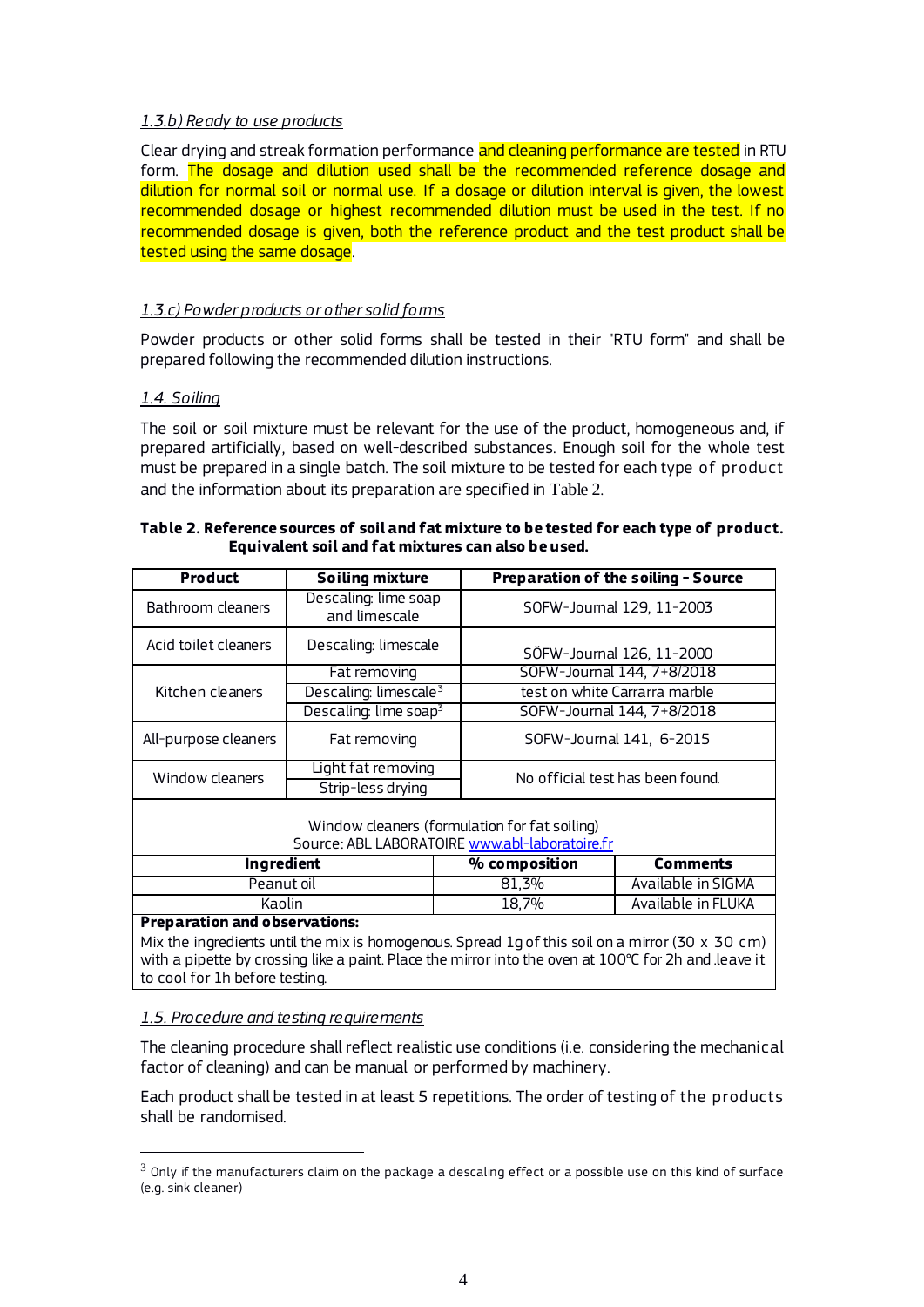*1.3.b) Ready to use products*

Clear drying and streak formation performance and cleaning performance are tested in RTU form. The dosage and dilution used shall be the recommended reference dosage and dilution for normal soil or normal use. If a dosage or dilution interval is given, the lowest recommended dosage or highest recommended dilution must be used in the test. If no recommended dosage is given, both the reference product and the test product shall be tested using the same dosage.

*1.3.c) Powder products or other solid forms*

Powder products or other solid forms shall be tested in their "RTU form" and shall be prepared following the recommended dilution instructions.

*1.4. Soiling*

The soil or soil mixture must be relevant for the use of the product, homogeneous and, if prepared artificially, based on well-described substances. Enough soil for the whole test must be prepared in a single batch. The soil mixture to be tested for each type of product and the information about its preparation are specified in Table 2.

**Table 2. Reference sources of soil and fat mixture to be tested for each type of product. Equivalent soil and fat mixtures can also be used.**

| Product | Soiling mixture | Preparation of the soiling - Source |
|---|---|---|
| Bathroom cleaners | Descaling: lime soap and limescale | SOFW-Journal 129, 11-2003 |
| Acid toilet cleaners | Descaling: limescale | SÖFW-Journal 126, 11-2000 |
| Kitchen cleaners | Fat removing | SOFW-Journal 144, 7+8/2018 |
| | Descaling: limescale[3] | test on white Carrarra marble |
| | Descaling: lime soap[3] | SOFW-Journal 144, 7+8/2018 |
| All-purpose cleaners | Fat removing | SOFW-Journal 141, 6-2015 |
| Window cleaners | Light fat removing | No official test has been found. |
| | Strip-less drying | |

Window cleaners (formulation for fat soiling)
Source: ABL LABORATOIRE [www.abl-laboratoire.fr](http://www.abl-laboratoire.fr)

| Ingredient | % composition | Comments |
|---|---|---|
| Peanut oil | 81,3% | Available in SIGMA |
| Kaolin | 18,7% | Available in FLUKA |

**Preparation and observations:**
Mix the ingredients until the mix is homogenous. Spread 1g of this soil on a mirror (30 x 30 cm) with a pipette by crossing like a paint. Place the mirror into the oven at 100°C for 2h and .leave it to cool for 1h before testing.

*1.5. Procedure and testing requirements*

The cleaning procedure shall reflect realistic use conditions (i.e. considering the mechanical factor of cleaning) and can be manual or performed by machinery.

Each product shall be tested in at least 5 repetitions. The order of testing of the products shall be randomised.

---

[3] Only if the manufacturers claim on the package a descaling effect or a possible use on this kind of surface (e.g. sink cleaner)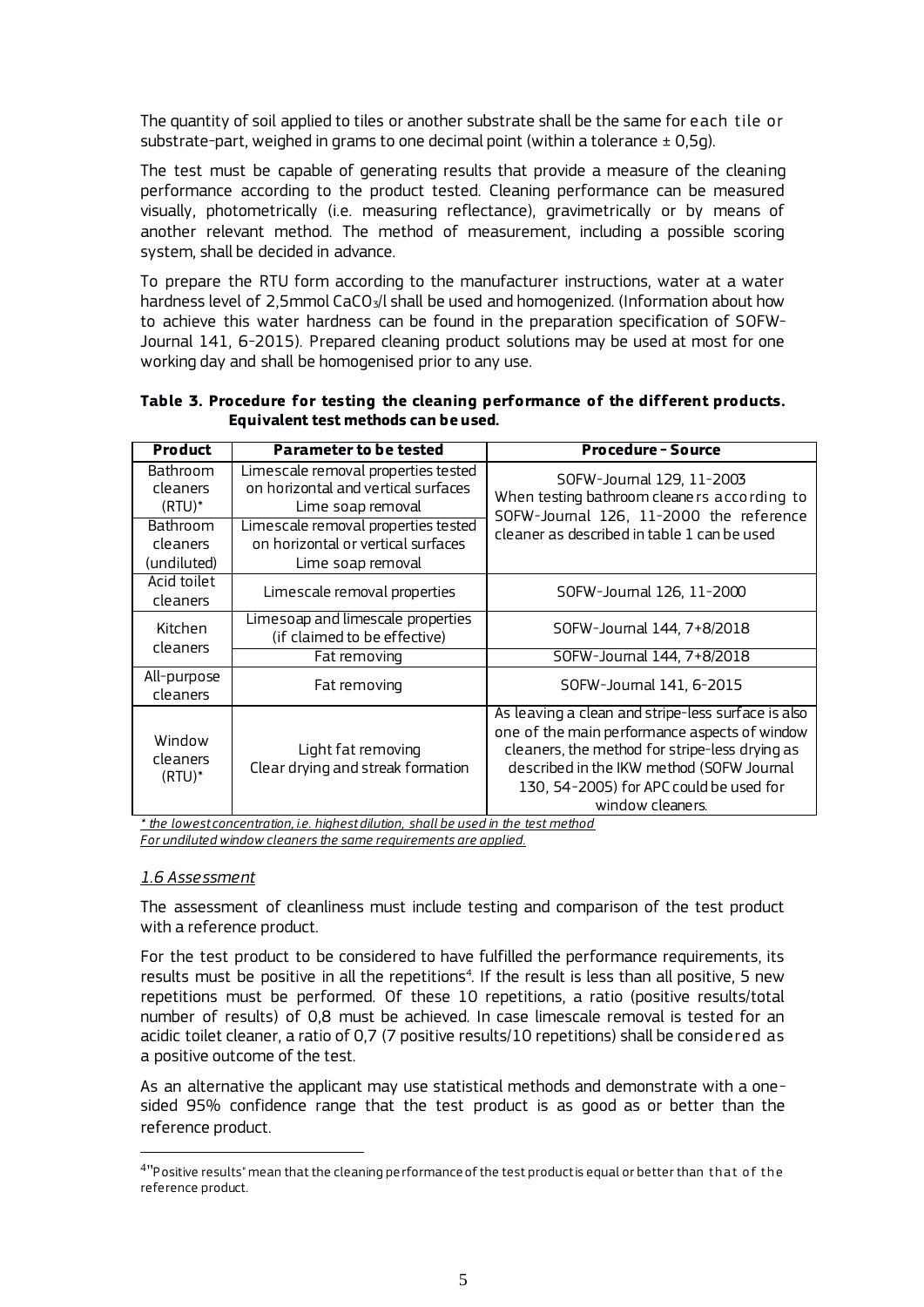The quantity of soil applied to tiles or another substrate shall be the same for each tile or substrate-part, weighed in grams to one decimal point (within a tolerance ± 0,5g).

The test must be capable of generating results that provide a measure of the cleaning performance according to the product tested. Cleaning performance can be measured visually, photometrically (i.e. measuring reflectance), gravimetrically or by means of another relevant method. The method of measurement, including a possible scoring system, shall be decided in advance.

To prepare the RTU form according to the manufacturer instructions, water at a water hardness level of 2,5mmol $CaCO_3$/l shall be used and homogenized. (Information about how to achieve this water hardness can be found in the preparation specification of SOFW-Journal 141, 6-2015). Prepared cleaning product solutions may be used at most for one working day and shall be homogenised prior to any use.

**Table 3. Procedure for testing the cleaning performance of the different products. Equivalent test methods can be used.**

| Product | Parameter to be tested | Procedure - Source |
|---|---|---|
| Bathroom cleaners (RTU)* | Limescale removal properties tested on horizontal and vertical surfaces<br>Lime soap removal | SOFW-Journal 129, 11-2003<br>When testing bathroom cleaners according to SOFW-Journal 126, 11-2000 the reference cleaner as described in table 1 can be used |
| Bathroom cleaners (undiluted) | Limescale removal properties tested on horizontal or vertical surfaces<br>Lime soap removal | |
| Acid toilet cleaners | Limescale removal properties | SOFW-Journal 126, 11-2000 |
| Kitchen cleaners | Limesoap and limescale properties (if claimed to be effective) | SOFW-Journal 144, 7+8/2018 |
| | Fat removing | SOFW-Journal 144, 7+8/2018 |
| All-purpose cleaners | Fat removing | SOFW-Journal 141, 6-2015 |
| Window cleaners (RTU)* | Light fat removing<br>Clear drying and streak formation | As leaving a clean and stripe-less surface is also one of the main performance aspects of window cleaners, the method for stripe-less drying as described in the IKW method (SOFW Journal 130, 54-2005) for APC could be used for window cleaners. |

_* the lowest concentration, i.e. highest dilution, shall be used in the test method_
_For undiluted window cleaners the same requirements are applied._

### _1.6 Assessment_

The assessment of cleanliness must include testing and comparison of the test product with a reference product.

For the test product to be considered to have fulfilled the performance requirements, its results must be positive in all the repetitions[4]. If the result is less than all positive, 5 new repetitions must be performed. Of these 10 repetitions, a ratio (positive results/total number of results) of 0,8 must be achieved. In case limescale removal is tested for an acidic toilet cleaner, a ratio of 0,7 (7 positive results/10 repetitions) shall be considered as a positive outcome of the test.

As an alternative the applicant may use statistical methods and demonstrate with a one-sided 95% confidence range that the test product is as good as or better than the reference product.

[4] "Positive results" mean that the cleaning performance of the test product is equal or better than that of the reference product.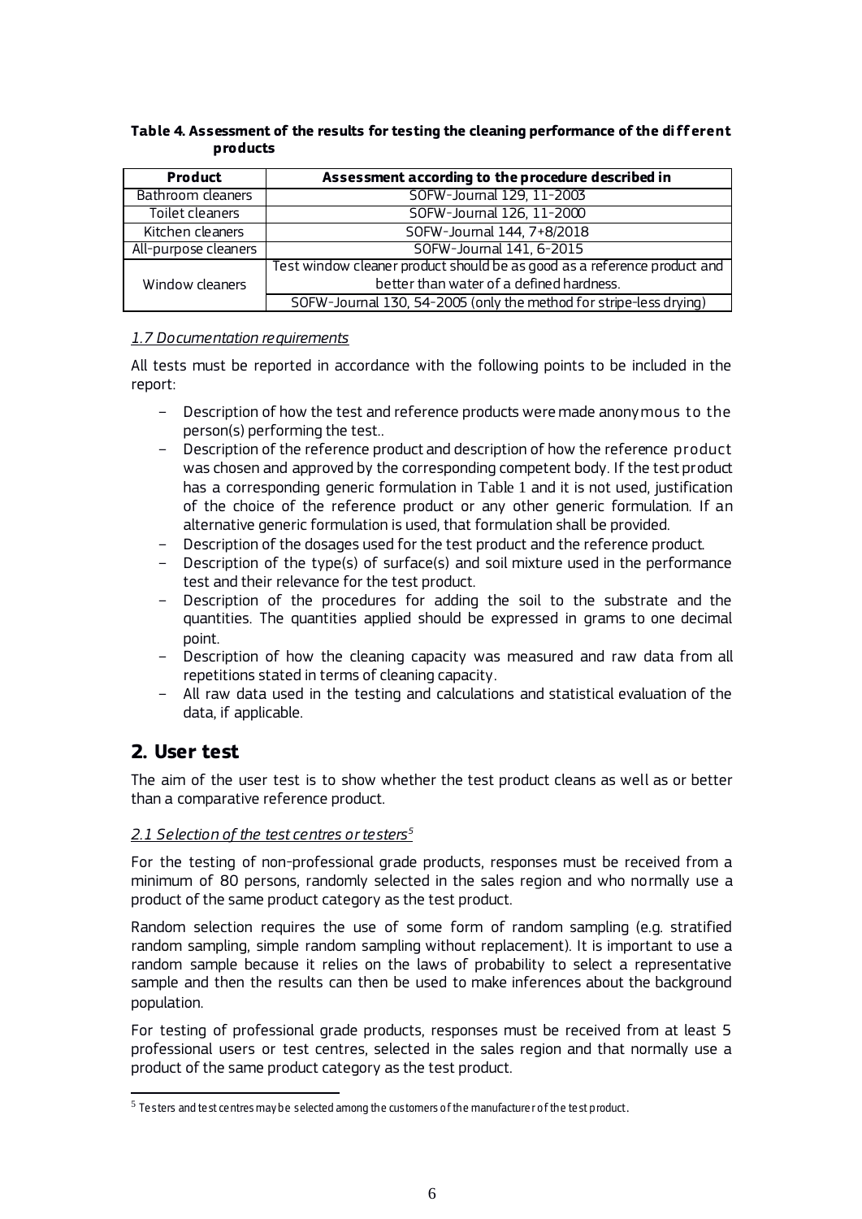**Table 4. Assessment of the results for testing the cleaning performance of the different products**

| Product | Assessment according to the procedure described in |
|---|---|
| Bathroom cleaners | SOFW-Journal 129, 11-2003 |
| Toilet cleaners | SOFW-Journal 126, 11-2000 |
| Kitchen cleaners | SOFW-Journal 144, 7+8/2018 |
| All-purpose cleaners | SOFW-Journal 141, 6-2015 |
| Window cleaners | Test window cleaner product should be as good as a reference product and better than water of a defined hardness. |
| | SOFW-Journal 130, 54-2005 (only the method for stripe-less drying) |

*1.7 Documentation requirements*

All tests must be reported in accordance with the following points to be included in the report:

- Description of how the test and reference products were made anonymous to the person(s) performing the test..
- Description of the reference product and description of how the reference product was chosen and approved by the corresponding competent body. If the test product has a corresponding generic formulation in Table 1 and it is not used, justification of the choice of the reference product or any other generic formulation. If an alternative generic formulation is used, that formulation shall be provided.
- Description of the dosages used for the test product and the reference product.
- Description of the type(s) of surface(s) and soil mixture used in the performance test and their relevance for the test product.
- Description of the procedures for adding the soil to the substrate and the quantities. The quantities applied should be expressed in grams to one decimal point.
- Description of how the cleaning capacity was measured and raw data from all repetitions stated in terms of cleaning capacity.
- All raw data used in the testing and calculations and statistical evaluation of the data, if applicable.

## 2. User test

The aim of the user test is to show whether the test product cleans as well as or better than a comparative reference product.

*2.1 Selection of the test centres or testers*[5]

For the testing of non-professional grade products, responses must be received from a minimum of 80 persons, randomly selected in the sales region and who normally use a product of the same product category as the test product.

Random selection requires the use of some form of random sampling (e.g. stratified random sampling, simple random sampling without replacement). It is important to use a random sample because it relies on the laws of probability to select a representative sample and then the results can then be used to make inferences about the background population.

For testing of professional grade products, responses must be received from at least 5 professional users or test centres, selected in the sales region and that normally use a product of the same product category as the test product.

[5] Testers and test centres may be selected among the customers of the manufacturer of the test product.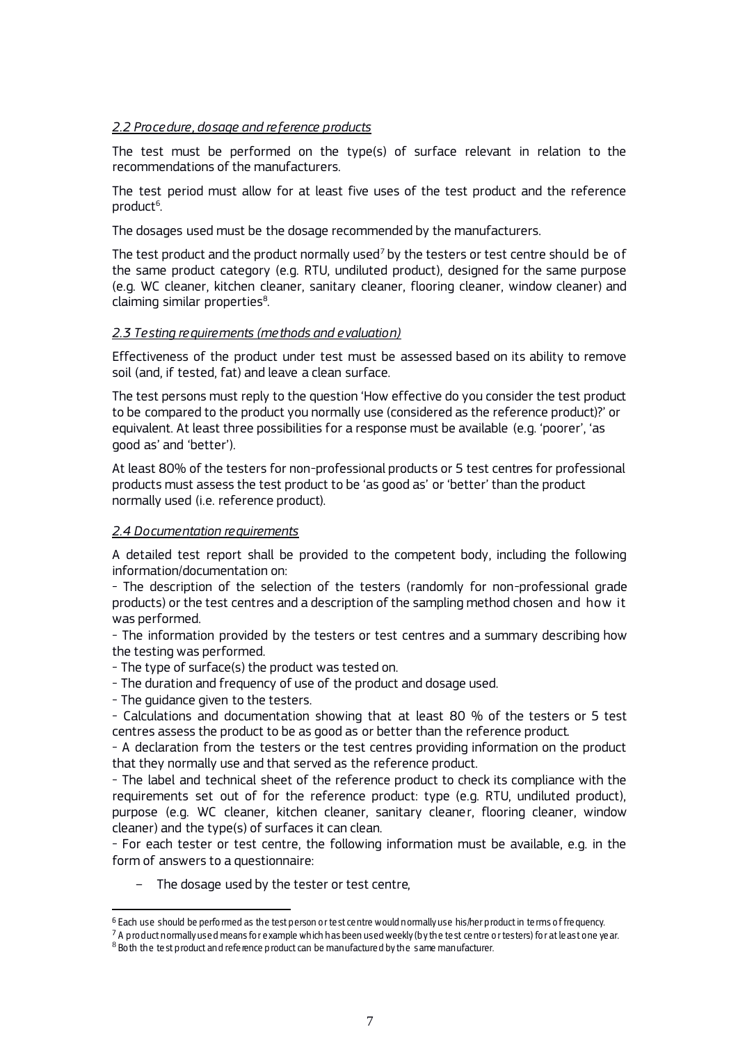*2.2 Procedure, dosage and reference products*

The test must be performed on the type(s) of surface relevant in relation to the recommendations of the manufacturers.

The test period must allow for at least five uses of the test product and the reference product[6].

The dosages used must be the dosage recommended by the manufacturers.

The test product and the product normally used[7] by the testers or test centre should be of the same product category (e.g. RTU, undiluted product), designed for the same purpose (e.g. WC cleaner, kitchen cleaner, sanitary cleaner, flooring cleaner, window cleaner) and claiming similar properties[8].

*2.3 Testing requirements (methods and evaluation)*

Effectiveness of the product under test must be assessed based on its ability to remove soil (and, if tested, fat) and leave a clean surface.

The test persons must reply to the question 'How effective do you consider the test product to be compared to the product you normally use (considered as the reference product)?' or equivalent. At least three possibilities for a response must be available (e.g. 'poorer', 'as good as' and 'better').

At least 80% of the testers for non-professional products or 5 test centres for professional products must assess the test product to be 'as good as' or 'better' than the product normally used (i.e. reference product).

*2.4 Documentation requirements*

A detailed test report shall be provided to the competent body, including the following information/documentation on:

- The description of the selection of the testers (randomly for non-professional grade products) or the test centres and a description of the sampling method chosen and how it was performed.
- The information provided by the testers or test centres and a summary describing how the testing was performed.
- The type of surface(s) the product was tested on.
- The duration and frequency of use of the product and dosage used.
- The guidance given to the testers.
- Calculations and documentation showing that at least 80 % of the testers or 5 test centres assess the product to be as good as or better than the reference product.
- A declaration from the testers or the test centres providing information on the product that they normally use and that served as the reference product.
- The label and technical sheet of the reference product to check its compliance with the requirements set out of for the reference product: type (e.g. RTU, undiluted product), purpose (e.g. WC cleaner, kitchen cleaner, sanitary cleaner, flooring cleaner, window cleaner) and the type(s) of surfaces it can clean.
- For each tester or test centre, the following information must be available, e.g. in the form of answers to a questionnaire:

  - The dosage used by the tester or test centre,

[6] Each use should be performed as the test person or test centre would normally use his/her product in terms of frequency.

[7] A product normally used means for example which has been used weekly (by the test centre or testers) for at least one year.

[8] Both the test product and reference product can be manufactured by the same manufacturer.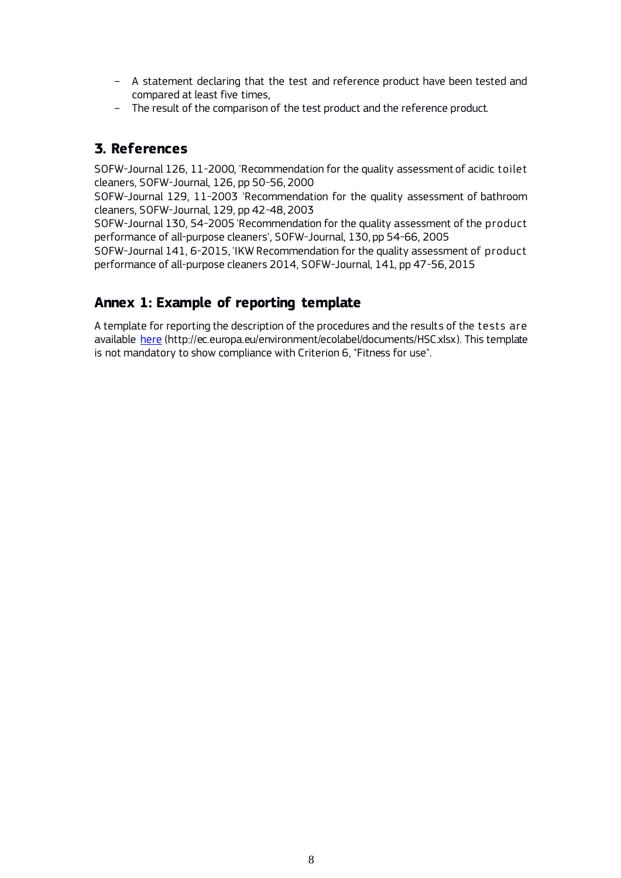- A statement declaring that the test and reference product have been tested and compared at least five times,
- The result of the comparison of the test product and the reference product.

## 3. References

SOFW-Journal 126, 11-2000, 'Recommendation for the quality assessment of acidic toilet cleaners, SOFW-Journal, 126, pp 50-56, 2000

SOFW-Journal 129, 11-2003 'Recommendation for the quality assessment of bathroom cleaners, SOFW-Journal, 129, pp 42-48, 2003

SOFW-Journal 130, 54-2005 'Recommendation for the quality assessment of the product performance of all-purpose cleaners', SOFW-Journal, 130, pp 54-66, 2005

SOFW-Journal 141, 6-2015, 'IKW Recommendation for the quality assessment of product performance of all-purpose cleaners 2014, SOFW-Journal, 141, pp 47-56, 2015

## Annex 1: Example of reporting template

A template for reporting the description of the procedures and the results of the tests are available [here](http://ec.europa.eu/environment/ecolabel/documents/HSC.xlsx) (http://ec.europa.eu/environment/ecolabel/documents/HSC.xlsx). This template is not mandatory to show compliance with Criterion 6, "Fitness for use".